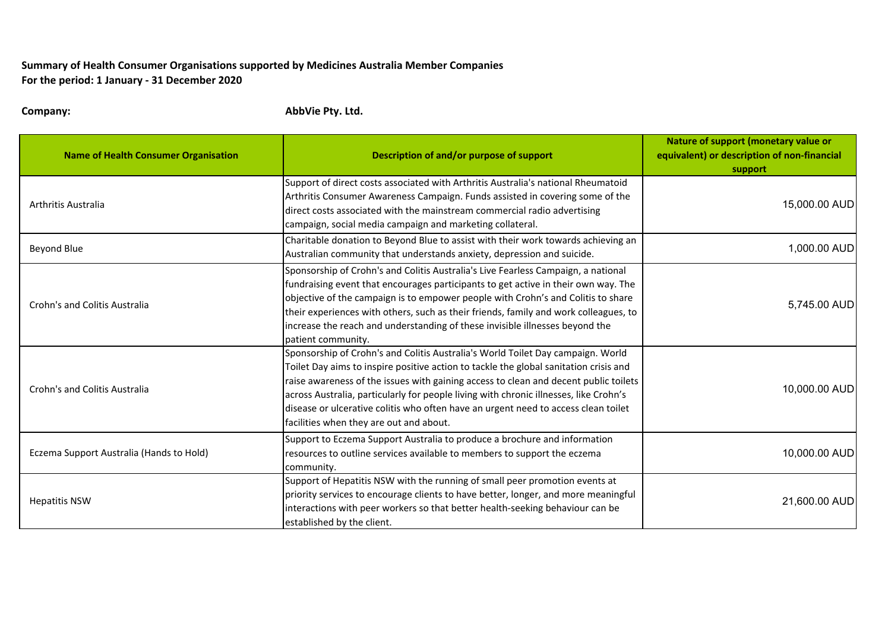**Summary of Health Consumer Organisations supported by Medicines Australia Member Companies**
**For the period: 1 January - 31 December 2020**

**Company:** **AbbVie Pty. Ltd.**

| Name of Health Consumer Organisation | Description of and/or purpose of support | Nature of support (monetary value or equivalent) or description of non-financial support |
|---|---|---|
| Arthritis Australia | Support of direct costs associated with Arthritis Australia's national Rheumatoid Arthritis Consumer Awareness Campaign. Funds assisted in covering some of the direct costs associated with the mainstream commercial radio advertising campaign, social media campaign and marketing collateral. | 15,000.00 AUD |
| Beyond Blue | Charitable donation to Beyond Blue to assist with their work towards achieving an Australian community that understands anxiety, depression and suicide. | 1,000.00 AUD |
| Crohn's and Colitis Australia | Sponsorship of Crohn's and Colitis Australia's Live Fearless Campaign, a national fundraising event that encourages participants to get active in their own way. The objective of the campaign is to empower people with Crohn's and Colitis to share their experiences with others, such as their friends, family and work colleagues, to increase the reach and understanding of these invisible illnesses beyond the patient community. | 5,745.00 AUD |
| Crohn's and Colitis Australia | Sponsorship of Crohn's and Colitis Australia's World Toilet Day campaign. World Toilet Day aims to inspire positive action to tackle the global sanitation crisis and raise awareness of the issues with gaining access to clean and decent public toilets across Australia, particularly for people living with chronic illnesses, like Crohn's disease or ulcerative colitis who often have an urgent need to access clean toilet facilities when they are out and about. | 10,000.00 AUD |
| Eczema Support Australia (Hands to Hold) | Support to Eczema Support Australia to produce a brochure and information resources to outline services available to members to support the eczema community. | 10,000.00 AUD |
| Hepatitis NSW | Support of Hepatitis NSW with the running of small peer promotion events at priority services to encourage clients to have better, longer, and more meaningful interactions with peer workers so that better health-seeking behaviour can be established by the client. | 21,600.00 AUD |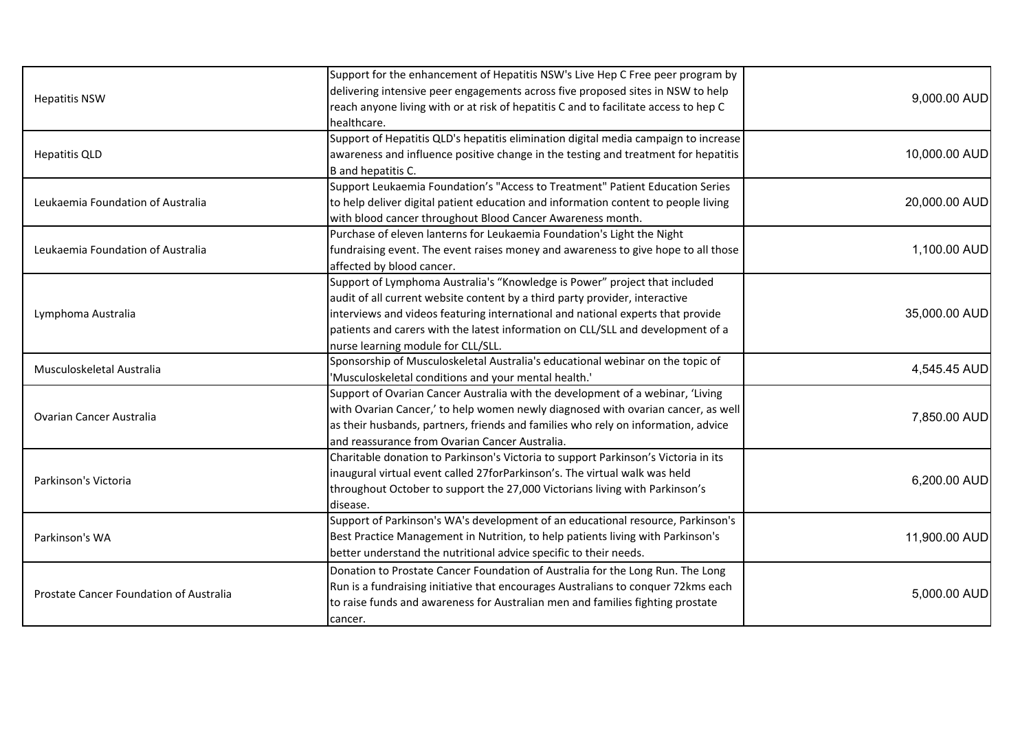| | | |
|---|---|---|
| Hepatitis NSW | Support for the enhancement of Hepatitis NSW's Live Hep C Free peer program by delivering intensive peer engagements across five proposed sites in NSW to help reach anyone living with or at risk of hepatitis C and to facilitate access to hep C healthcare. | 9,000.00 AUD |
| Hepatitis QLD | Support of Hepatitis QLD's hepatitis elimination digital media campaign to increase awareness and influence positive change in the testing and treatment for hepatitis B and hepatitis C. | 10,000.00 AUD |
| Leukaemia Foundation of Australia | Support Leukaemia Foundation's "Access to Treatment" Patient Education Series to help deliver digital patient education and information content to people living with blood cancer throughout Blood Cancer Awareness month. | 20,000.00 AUD |
| Leukaemia Foundation of Australia | Purchase of eleven lanterns for Leukaemia Foundation's Light the Night fundraising event. The event raises money and awareness to give hope to all those affected by blood cancer. | 1,100.00 AUD |
| Lymphoma Australia | Support of Lymphoma Australia's "Knowledge is Power" project that included audit of all current website content by a third party provider, interactive interviews and videos featuring international and national experts that provide patients and carers with the latest information on CLL/SLL and development of a nurse learning module for CLL/SLL. | 35,000.00 AUD |
| Musculoskeletal Australia | Sponsorship of Musculoskeletal Australia's educational webinar on the topic of 'Musculoskeletal conditions and your mental health.' | 4,545.45 AUD |
| Ovarian Cancer Australia | Support of Ovarian Cancer Australia with the development of a webinar, 'Living with Ovarian Cancer,' to help women newly diagnosed with ovarian cancer, as well as their husbands, partners, friends and families who rely on information, advice and reassurance from Ovarian Cancer Australia. | 7,850.00 AUD |
| Parkinson's Victoria | Charitable donation to Parkinson's Victoria to support Parkinson's Victoria in its inaugural virtual event called 27forParkinson's. The virtual walk was held throughout October to support the 27,000 Victorians living with Parkinson's disease. | 6,200.00 AUD |
| Parkinson's WA | Support of Parkinson's WA's development of an educational resource, Parkinson's Best Practice Management in Nutrition, to help patients living with Parkinson's better understand the nutritional advice specific to their needs. | 11,900.00 AUD |
| Prostate Cancer Foundation of Australia | Donation to Prostate Cancer Foundation of Australia for the Long Run. The Long Run is a fundraising initiative that encourages Australians to conquer 72kms each to raise funds and awareness for Australian men and families fighting prostate cancer. | 5,000.00 AUD |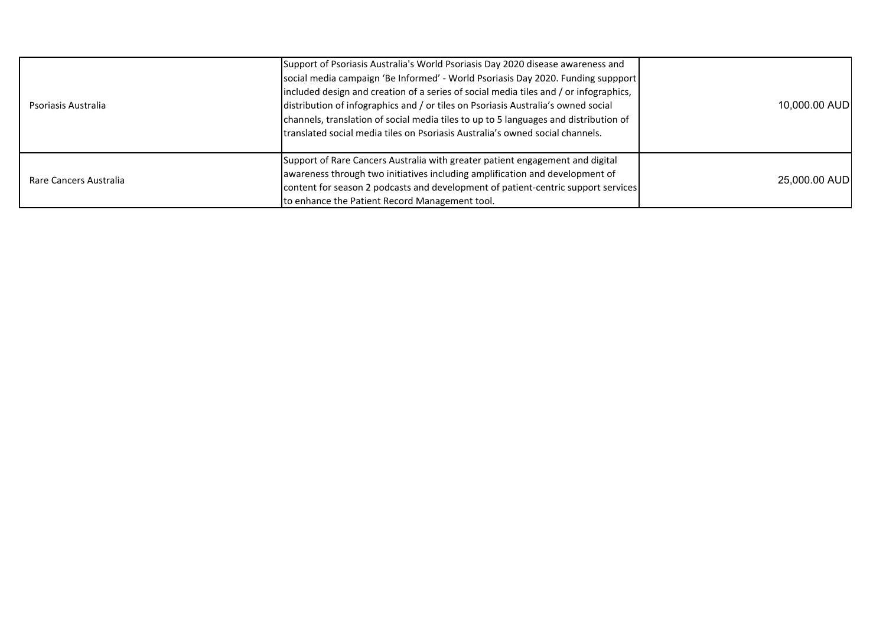| | | |
|---|---|---|
| Psoriasis Australia | Support of Psoriasis Australia's World Psoriasis Day 2020 disease awareness and social media campaign 'Be Informed' - World Psoriasis Day 2020. Funding suppport included design and creation of a series of social media tiles and / or infographics, distribution of infographics and / or tiles on Psoriasis Australia's owned social channels, translation of social media tiles to up to 5 languages and distribution of translated social media tiles on Psoriasis Australia's owned social channels. | 10,000.00 AUD |
| Rare Cancers Australia | Support of Rare Cancers Australia with greater patient engagement and digital awareness through two initiatives including amplification and development of content for season 2 podcasts and development of patient-centric support services to enhance the Patient Record Management tool. | 25,000.00 AUD |